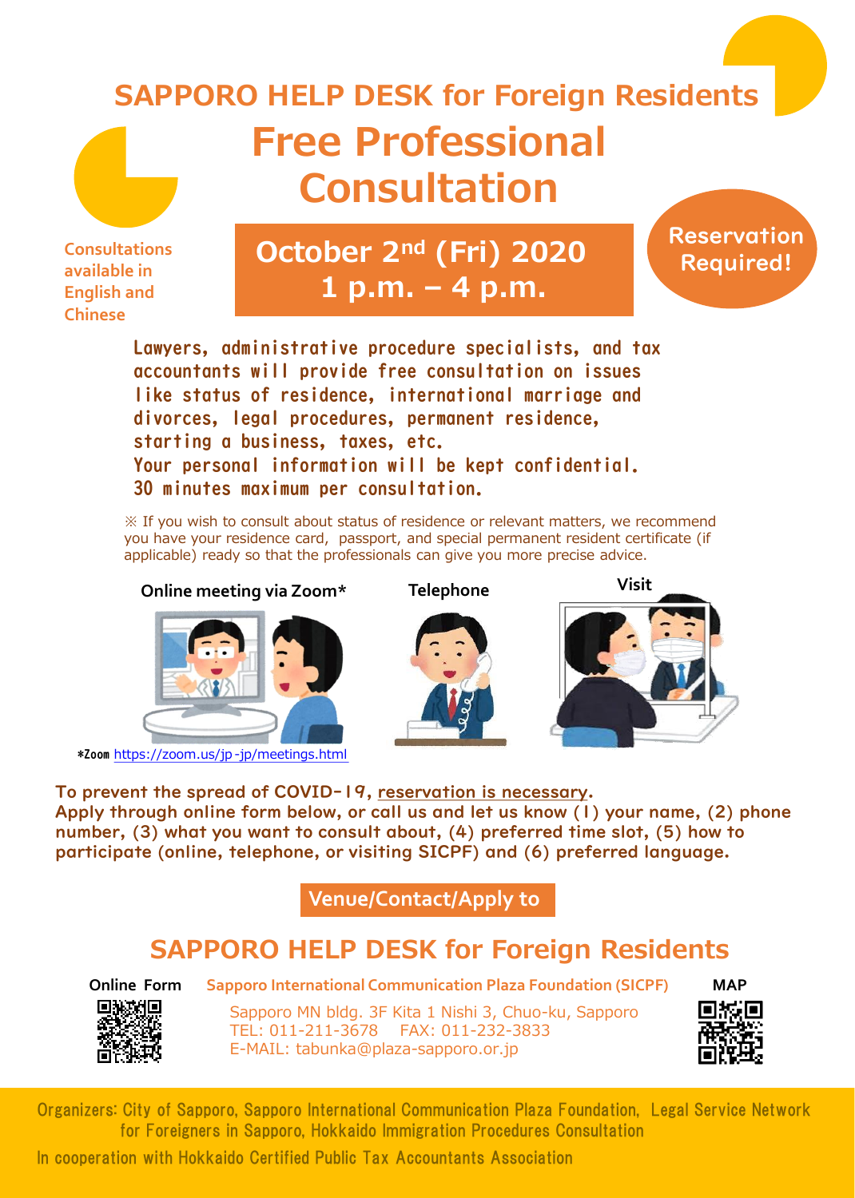## SAPPORO HELP DESK for Foreign Residents

# Free Professional Consultation

Consultations available in English and Chinese

**October 2nd (Fri) 2020**
**1 p.m. – 4 p.m.**

**Reservation Required!**

Lawyers, administrative procedure specialists, and tax accountants will provide free consultation on issues like status of residence, international marriage and divorces, legal procedures, permanent residence, starting a business, taxes, etc.
Your personal information will be kept confidential.
30 minutes maximum per consultation.

※ If you wish to consult about status of residence or relevant matters, we recommend you have your residence card, passport, and special permanent resident certificate (if applicable) ready so that the professionals can give you more precise advice.

**Online meeting via Zoom*** | **Telephone** | **Visit**

*Zoom https://zoom.us/jp-jp/meetings.html

**To prevent the spread of COVID-19, reservation is necessary.**
**Apply through online form below, or call us and let us know (1) your name, (2) phone number, (3) what you want to consult about, (4) preferred time slot, (5) how to participate (online, telephone, or visiting SICPF) and (6) preferred language.**

**Venue/Contact/Apply to**

## SAPPORO HELP DESK for Foreign Residents

Online Form

**Sapporo International Communication Plaza Foundation (SICPF)**

Sapporo MN bldg. 3F Kita 1 Nishi 3, Chuo-ku, Sapporo
TEL: 011-211-3678　FAX: 011-232-3833
E-MAIL: tabunka@plaza-sapporo.or.jp

MAP

Organizers: City of Sapporo, Sapporo International Communication Plaza Foundation, Legal Service Network for Foreigners in Sapporo, Hokkaido Immigration Procedures Consultation

In cooperation with Hokkaido Certified Public Tax Accountants Association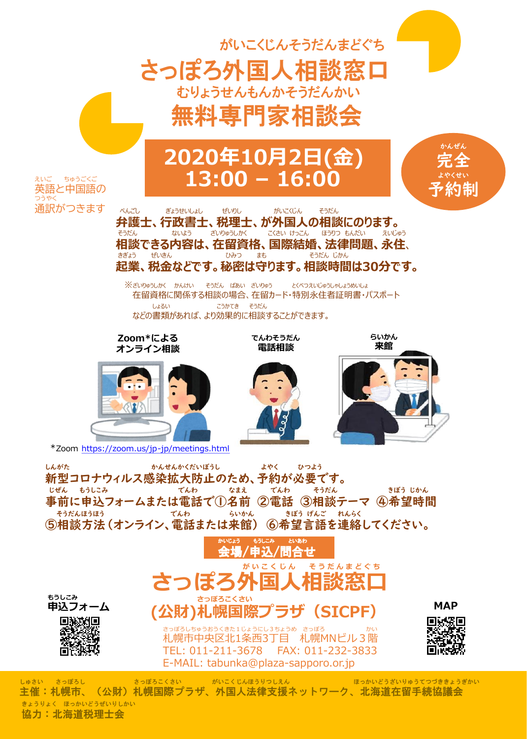がいこくじんそうだんまどぐち

# さっぽろ外国人相談窓口

むりょうせんもんかそうだんかい

# 無料専門家相談会

## 2020年10月2日(金) 13:00 – 16:00

かんぜん よやくせい
**完全予約制**

えいご ちゅうごくご つうやく
英語と中国語の通訳がつきます

べんごし ぎょうせいしょし ぜいりし がいこくじん そうだん
**弁護士、行政書士、税理士、が外国人の相談にのります。**
そうだん ないよう ざいりゅうしかく こくさい けっこん ほうりつ もんだい えいじゅう
**相談できる内容は、在留資格、国際結婚、法律問題、永住、**
きぎょう ぜいきん ひみつ まも そうだん じかん
**起業、税金などです。秘密は守ります。相談時間は30分です。**

※ざいりゅうしかく かんけい そうだん ばあい ざいりゅう とくべつえいじゅうしゃしょうめいしょ
在留資格に関係する相談の場合、在留カード・特別永住者証明書・パスポート
しょるい こうかてき そうだん
などの書類があれば、より効果的に相談することができます。

**Zoom*によるオンライン相談**　　でんわそうだん **電話相談**　　らいかん **来館**

*Zoom https://zoom.us/jp-jp/meetings.html

しんがた かんせんかくだいぼうし よやく ひつよう
**新型コロナウィルス感染拡大防止のため、予約が必要です。**
じぜん もうしこみ でんわ なまえ でんわ そうだん きぼう じかん
**事前に申込フォームまたは電話で①名前 ②電話 ③相談テーマ ④希望時間**
そうだんほうほう でんわ らいかん きぼう げんご れんらく
**⑤相談方法（オンライン、電話または来館） ⑥希望言語を連絡してください。**

かいじょう もうしこみ といあわせ
**会場/申込/問合せ**

がいこくじん そうだんまどぐち
## さっぽろ外国人相談窓口

さっぽろこくさい
## (公財)札幌国際プラザ（SICPF）

さっぽろしちゅうおうくきた1じょうにし3ちょうめ さっぽろ かい
札幌市中央区北1条西3丁目　札幌MNビル３階
TEL: 011-211-3678　FAX: 011-232-3833
E-MAIL: tabunka@plaza-sapporo.or.jp

もうしこみ **申込フォーム**

**MAP**

しゅさい さっぽろし さっぽろこくさい がいこくじんほうりつしえん ほっかいどうざいりゅうてつづききょうぎかい
**主催：札幌市、（公財）札幌国際プラザ、外国人法律支援ネットワーク、北海道在留手続協議会**
きょうりょく ほっかいどうぜいりしかい
**協力：北海道税理士会**